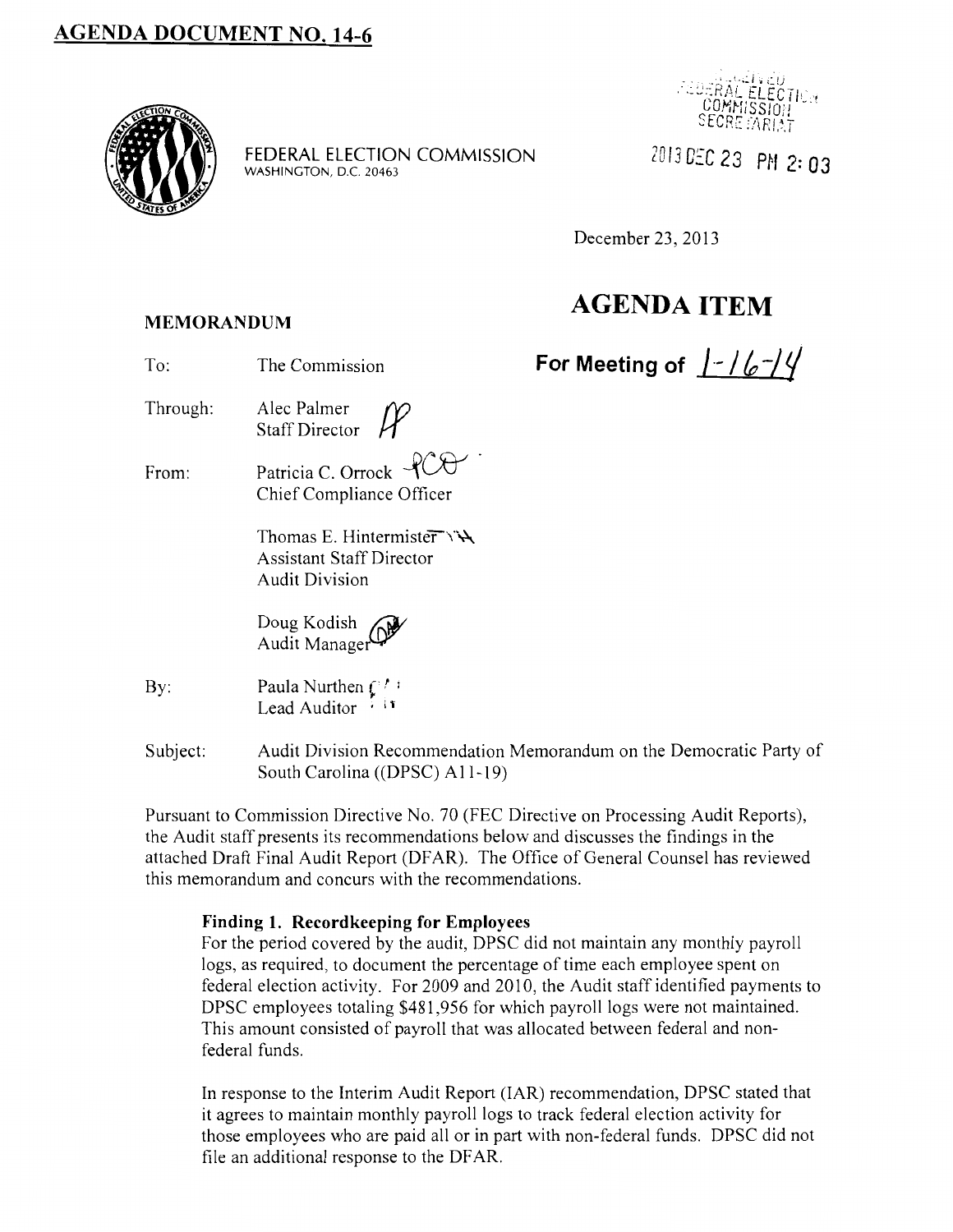# AGENDA DOCUMENT NO. 14-6

FEDERAL ELECTION COMMISSION
WASHINGTON, D.C. 20463

RECEIVED
FEDERAL ELECTION COMMISSION SECRETARIAT

2013 DEC 23 PM 2:03

December 23, 2013

**AGENDA ITEM**

**For Meeting of 1-16-14**

**MEMORANDUM**

To: The Commission

Through: Alec Palmer
Staff Director

From: Patricia C. Orrock
Chief Compliance Officer

Thomas E. Hintermister
Assistant Staff Director
Audit Division

Doug Kodish
Audit Manager

By: Paula Nurthen
Lead Auditor

Subject: Audit Division Recommendation Memorandum on the Democratic Party of South Carolina ((DPSC) A11-19)

Pursuant to Commission Directive No. 70 (FEC Directive on Processing Audit Reports), the Audit staff presents its recommendations below and discusses the findings in the attached Draft Final Audit Report (DFAR). The Office of General Counsel has reviewed this memorandum and concurs with the recommendations.

**Finding 1. Recordkeeping for Employees**

For the period covered by the audit, DPSC did not maintain any monthly payroll logs, as required, to document the percentage of time each employee spent on federal election activity. For 2009 and 2010, the Audit staff identified payments to DPSC employees totaling $481,956 for which payroll logs were not maintained. This amount consisted of payroll that was allocated between federal and non-federal funds.

In response to the Interim Audit Report (IAR) recommendation, DPSC stated that it agrees to maintain monthly payroll logs to track federal election activity for those employees who are paid all or in part with non-federal funds. DPSC did not file an additional response to the DFAR.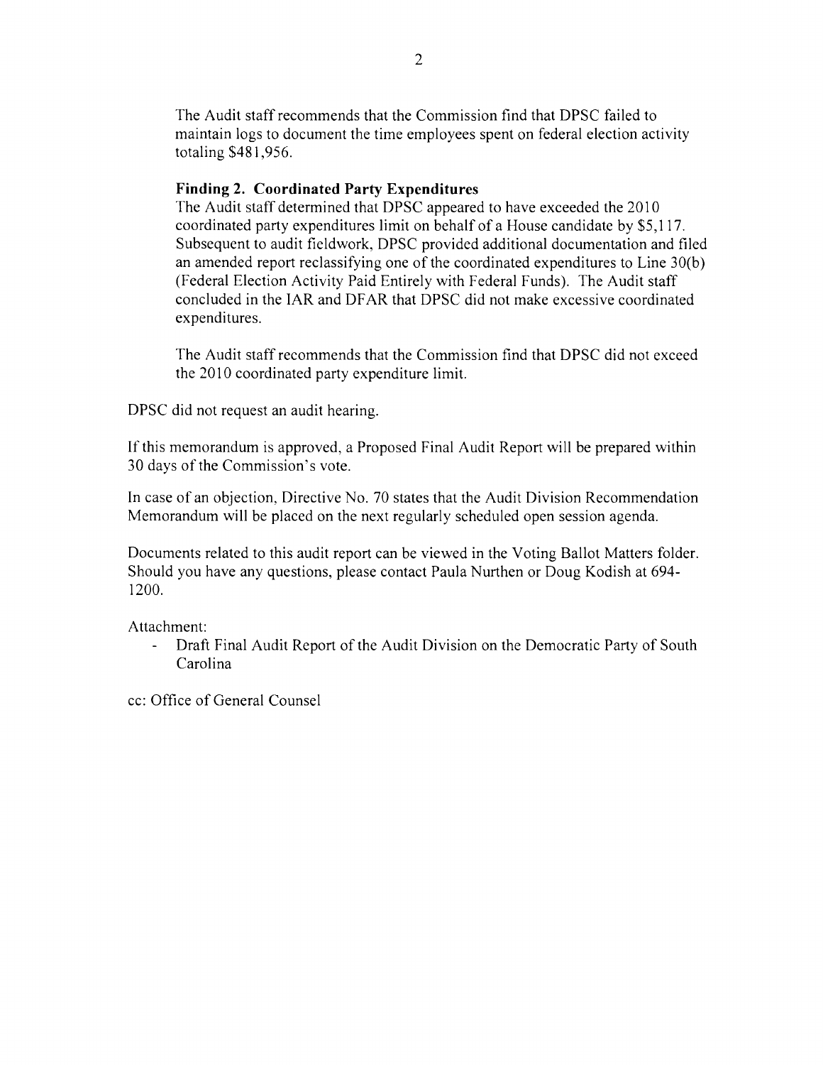The Audit staff recommends that the Commission find that DPSC failed to maintain logs to document the time employees spent on federal election activity totaling $481,956.

**Finding 2. Coordinated Party Expenditures**

The Audit staff determined that DPSC appeared to have exceeded the 2010 coordinated party expenditures limit on behalf of a House candidate by $5,117. Subsequent to audit fieldwork, DPSC provided additional documentation and filed an amended report reclassifying one of the coordinated expenditures to Line 30(b) (Federal Election Activity Paid Entirely with Federal Funds). The Audit staff concluded in the IAR and DFAR that DPSC did not make excessive coordinated expenditures.

The Audit staff recommends that the Commission find that DPSC did not exceed the 2010 coordinated party expenditure limit.

DPSC did not request an audit hearing.

If this memorandum is approved, a Proposed Final Audit Report will be prepared within 30 days of the Commission's vote.

In case of an objection, Directive No. 70 states that the Audit Division Recommendation Memorandum will be placed on the next regularly scheduled open session agenda.

Documents related to this audit report can be viewed in the Voting Ballot Matters folder. Should you have any questions, please contact Paula Nurthen or Doug Kodish at 694-1200.

Attachment:

- Draft Final Audit Report of the Audit Division on the Democratic Party of South Carolina

cc: Office of General Counsel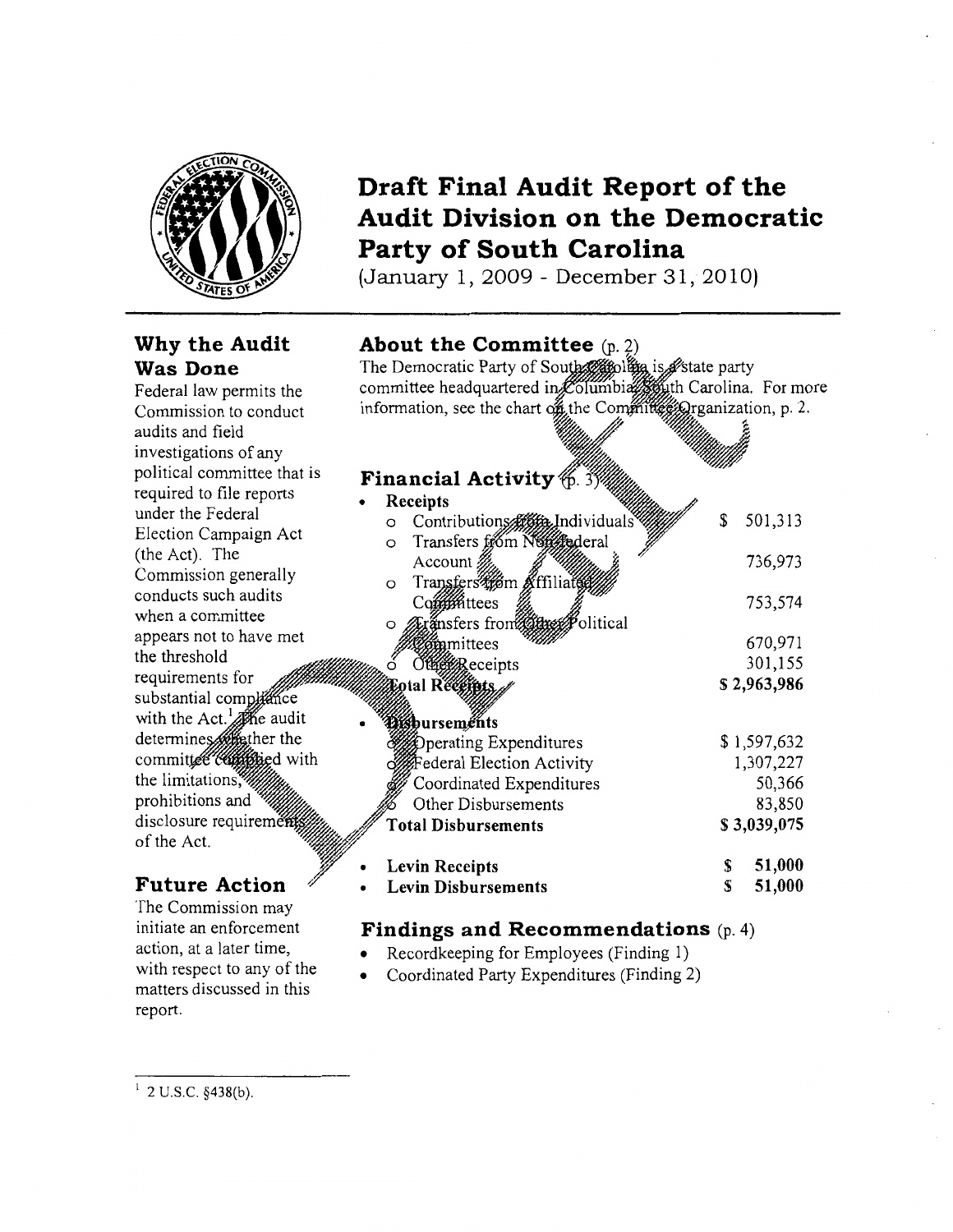# Draft Final Audit Report of the Audit Division on the Democratic Party of South Carolina

(January 1, 2009 - December 31, 2010)

## Why the Audit Was Done

Federal law permits the Commission to conduct audits and field investigations of any political committee that is required to file reports under the Federal Election Campaign Act (the Act). The Commission generally conducts such audits when a committee appears not to have met the threshold requirements for substantial compliance with the Act.[1] The audit determines whether the committee complied with the limitations, prohibitions and disclosure requirements of the Act.

## Future Action

The Commission may initiate an enforcement action, at a later time, with respect to any of the matters discussed in this report.

## About the Committee (p. 2)

The Democratic Party of South Carolina is a state party committee headquartered in Columbia, South Carolina. For more information, see the chart on the Committee Organization, p. 2.

## Financial Activity (p. 3)

- **Receipts**

| | |
|---|---|
| o Contributions from Individuals | $ 501,313 |
| o Transfers from Non-federal Account | 736,973 |
| o Transfers from Affiliated Committees | 753,574 |
| o Transfers from Other Political Committees | 670,971 |
| o Other Receipts | 301,155 |
| **Total Receipts** | **$ 2,963,986** |

- **Disbursements**

| | |
|---|---|
| o Operating Expenditures | $ 1,597,632 |
| o Federal Election Activity | 1,307,227 |
| o Coordinated Expenditures | 50,366 |
| o Other Disbursements | 83,850 |
| **Total Disbursements** | **$ 3,039,075** |

- **Levin Receipts** **$ 51,000**
- **Levin Disbursements** **$ 51,000**

## Findings and Recommendations (p. 4)

- Recordkeeping for Employees (Finding 1)
- Coordinated Party Expenditures (Finding 2)

---

[1] 2 U.S.C. §438(b).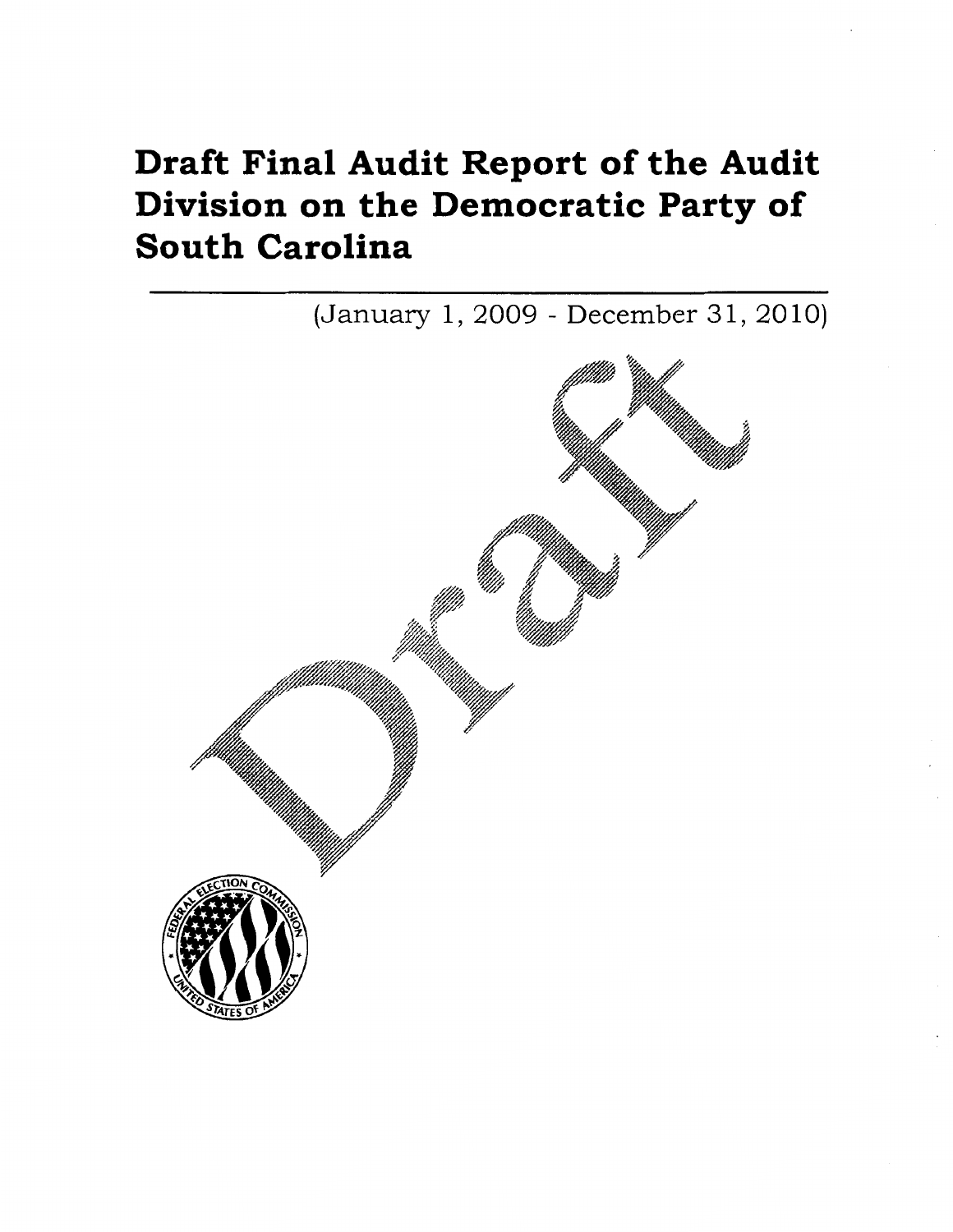# Draft Final Audit Report of the Audit Division on the Democratic Party of South Carolina

(January 1, 2009 - December 31, 2010)

Draft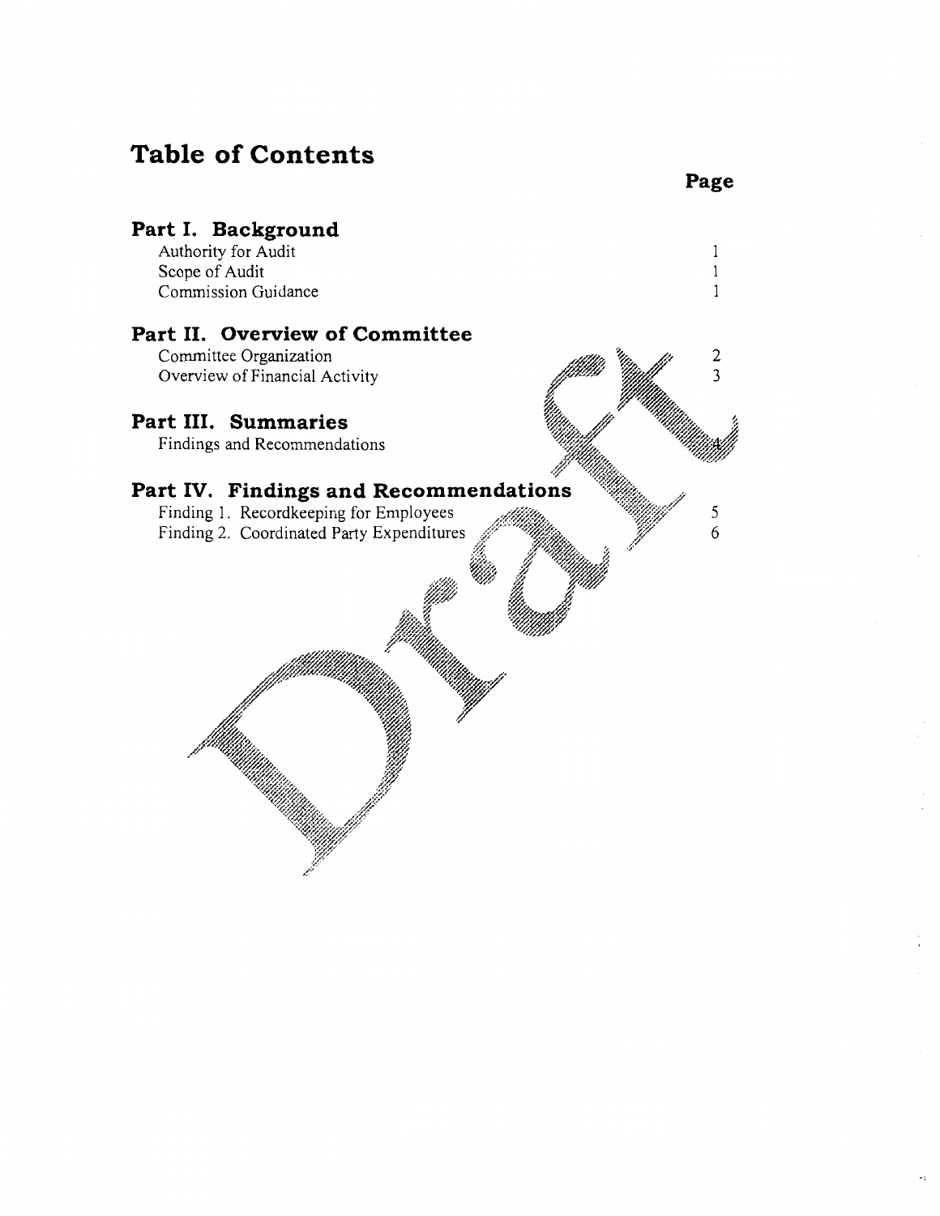# Table of Contents

| | Page |
|---|---|
| **Part I. Background** | |
| Authority for Audit | 1 |
| Scope of Audit | 1 |
| Commission Guidance | 1 |
| **Part II. Overview of Committee** | |
| Committee Organization | 2 |
| Overview of Financial Activity | 3 |
| **Part III. Summaries** | |
| Findings and Recommendations | 4 |
| **Part IV. Findings and Recommendations** | |
| Finding 1. Recordkeeping for Employees | 5 |
| Finding 2. Coordinated Party Expenditures | 6 |

Draft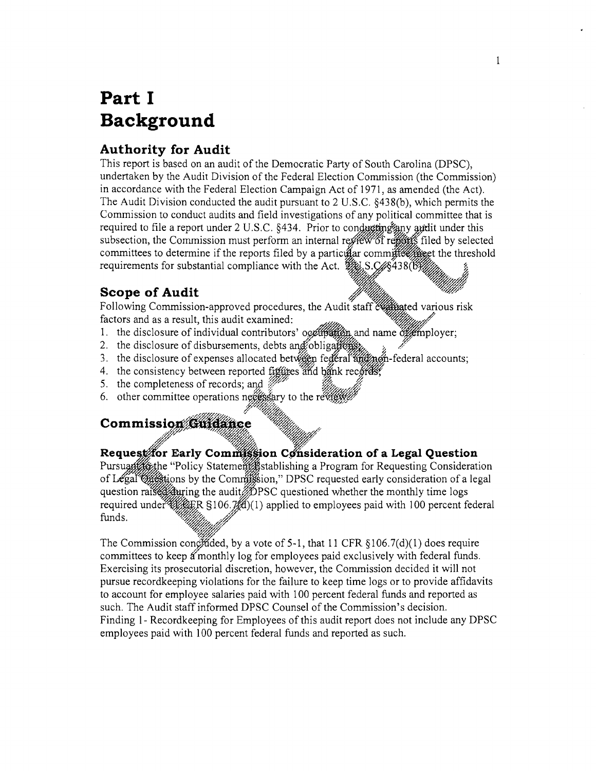# Part I
# Background

## Authority for Audit

This report is based on an audit of the Democratic Party of South Carolina (DPSC), undertaken by the Audit Division of the Federal Election Commission (the Commission) in accordance with the Federal Election Campaign Act of 1971, as amended (the Act). The Audit Division conducted the audit pursuant to 2 U.S.C. §438(b), which permits the Commission to conduct audits and field investigations of any political committee that is required to file a report under 2 U.S.C. §434. Prior to conducting any audit under this subsection, the Commission must perform an internal review of reports filed by selected committees to determine if the reports filed by a particular committee meet the threshold requirements for substantial compliance with the Act. 2 U.S.C. §438(b).

## Scope of Audit

Following Commission-approved procedures, the Audit staff evaluated various risk factors and as a result, this audit examined:

1. the disclosure of individual contributors' occupation and name of employer;
2. the disclosure of disbursements, debts and obligations;
3. the disclosure of expenses allocated between federal and non-federal accounts;
4. the consistency between reported figures and bank records;
5. the completeness of records; and
6. other committee operations necessary to the review.

## Commission Guidance

### Request for Early Commission Consideration of a Legal Question

Pursuant to the "Policy Statement Establishing a Program for Requesting Consideration of Legal Questions by the Commission," DPSC requested early consideration of a legal question raised during the audit. DPSC questioned whether the monthly time logs required under 11 CFR §106.7(d)(1) applied to employees paid with 100 percent federal funds.

The Commission concluded, by a vote of 5-1, that 11 CFR §106.7(d)(1) does require committees to keep a monthly log for employees paid exclusively with federal funds. Exercising its prosecutorial discretion, however, the Commission decided it will not pursue recordkeeping violations for the failure to keep time logs or to provide affidavits to account for employee salaries paid with 100 percent federal funds and reported as such. The Audit staff informed DPSC Counsel of the Commission's decision. Finding 1 - Recordkeeping for Employees of this audit report does not include any DPSC employees paid with 100 percent federal funds and reported as such.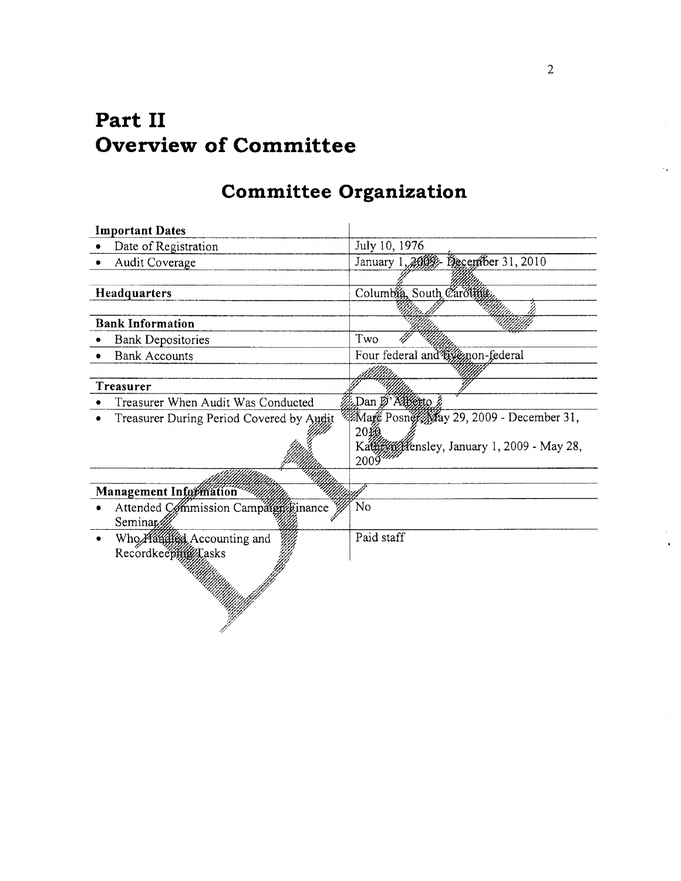# Part II
# Overview of Committee

## Committee Organization

| **Important Dates** | |
|---|---|
| • Date of Registration | July 10, 1976 |
| • Audit Coverage | January 1, 2009 - December 31, 2010 |
| **Headquarters** | Columbia, South Carolina |
| **Bank Information** | |
| • Bank Depositories | Two |
| • Bank Accounts | Four federal and five non-federal |
| **Treasurer** | |
| • Treasurer When Audit Was Conducted | Dan D'Alberto |
| • Treasurer During Period Covered by Audit | Marc Posner, May 29, 2009 - December 31, 2010<br>Kathryn Hensley, January 1, 2009 - May 28, 2009 |
| **Management Information** | |
| • Attended Commission Campaign Finance Seminar | No |
| • Who Handled Accounting and Recordkeeping Tasks | Paid staff |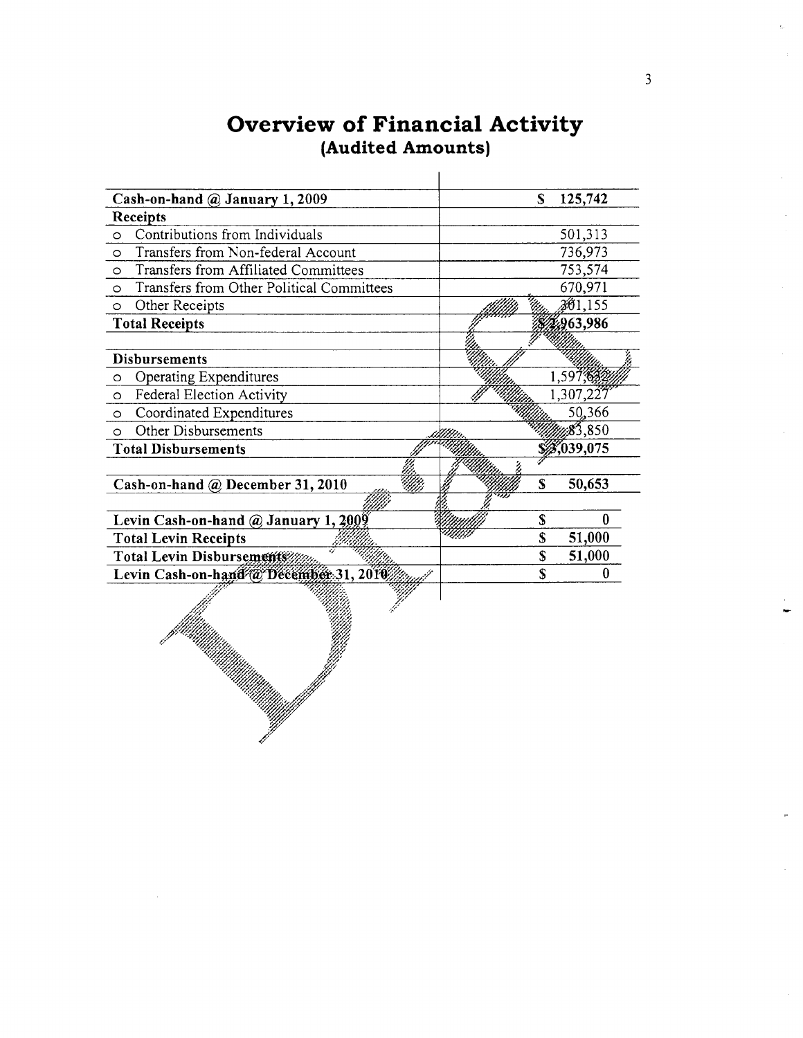# Overview of Financial Activity
## (Audited Amounts)

| | |
|---|---|
| **Cash-on-hand @ January 1, 2009** | **$ 125,742** |
| **Receipts** | |
| ○ Contributions from Individuals | 501,313 |
| ○ Transfers from Non-federal Account | 736,973 |
| ○ Transfers from Affiliated Committees | 753,574 |
| ○ Transfers from Other Political Committees | 670,971 |
| ○ Other Receipts | 301,155 |
| **Total Receipts** | **$ 2,963,986** |
| | |
| **Disbursements** | |
| ○ Operating Expenditures | 1,597,632 |
| ○ Federal Election Activity | 1,307,227 |
| ○ Coordinated Expenditures | 50,366 |
| ○ Other Disbursements | 83,850 |
| **Total Disbursements** | **$ 3,039,075** |
| | |
| **Cash-on-hand @ December 31, 2010** | **$ 50,653** |
| | |
| **Levin Cash-on-hand @ January 1, 2009** | **$ 0** |
| **Total Levin Receipts** | **$ 51,000** |
| **Total Levin Disbursements** | **$ 51,000** |
| **Levin Cash-on-hand @ December 31, 2010** | **$ 0** |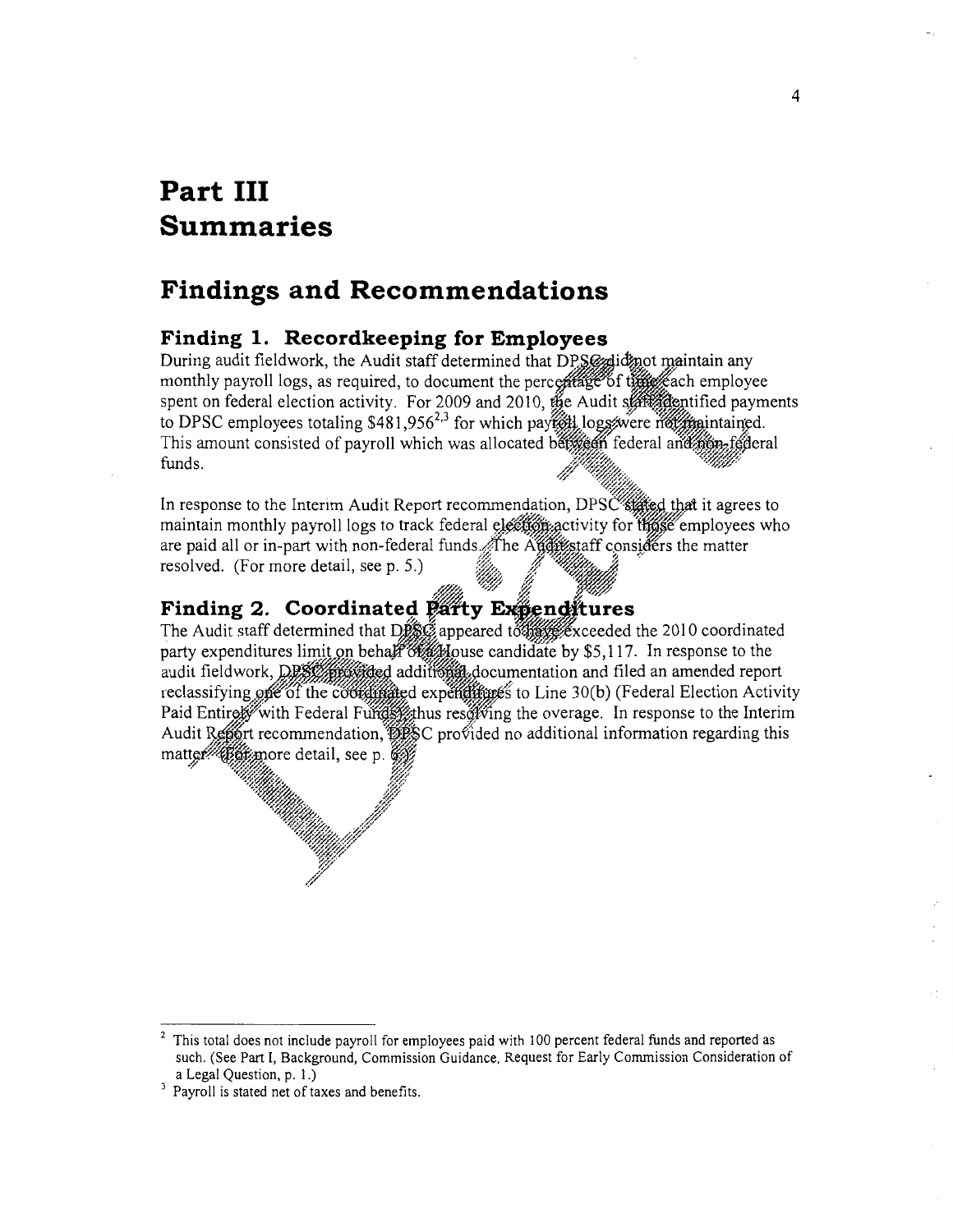# Part III Summaries

## Findings and Recommendations

### Finding 1. Recordkeeping for Employees

During audit fieldwork, the Audit staff determined that DPSC did not maintain any monthly payroll logs, as required, to document the percentage of time each employee spent on federal election activity. For 2009 and 2010, the Audit staff identified payments to DPSC employees totaling $481,956[2,3] for which payroll logs were not maintained. This amount consisted of payroll which was allocated between federal and non-federal funds.

In response to the Interim Audit Report recommendation, DPSC stated that it agrees to maintain monthly payroll logs to track federal election activity for those employees who are paid all or in-part with non-federal funds. The Audit staff considers the matter resolved. (For more detail, see p. 5.)

### Finding 2. Coordinated Party Expenditures

The Audit staff determined that DPSC appeared to have exceeded the 2010 coordinated party expenditures limit on behalf of a House candidate by $5,117. In response to the audit fieldwork, DPSC provided additional documentation and filed an amended report reclassifying one of the coordinated expenditures to Line 30(b) (Federal Election Activity Paid Entirely with Federal Funds), thus resolving the overage. In response to the Interim Audit Report recommendation, DPSC provided no additional information regarding this matter. (For more detail, see p. 6.)

---

[2] This total does not include payroll for employees paid with 100 percent federal funds and reported as such. (See Part I, Background, Commission Guidance, Request for Early Commission Consideration of a Legal Question, p. 1.)

[3] Payroll is stated net of taxes and benefits.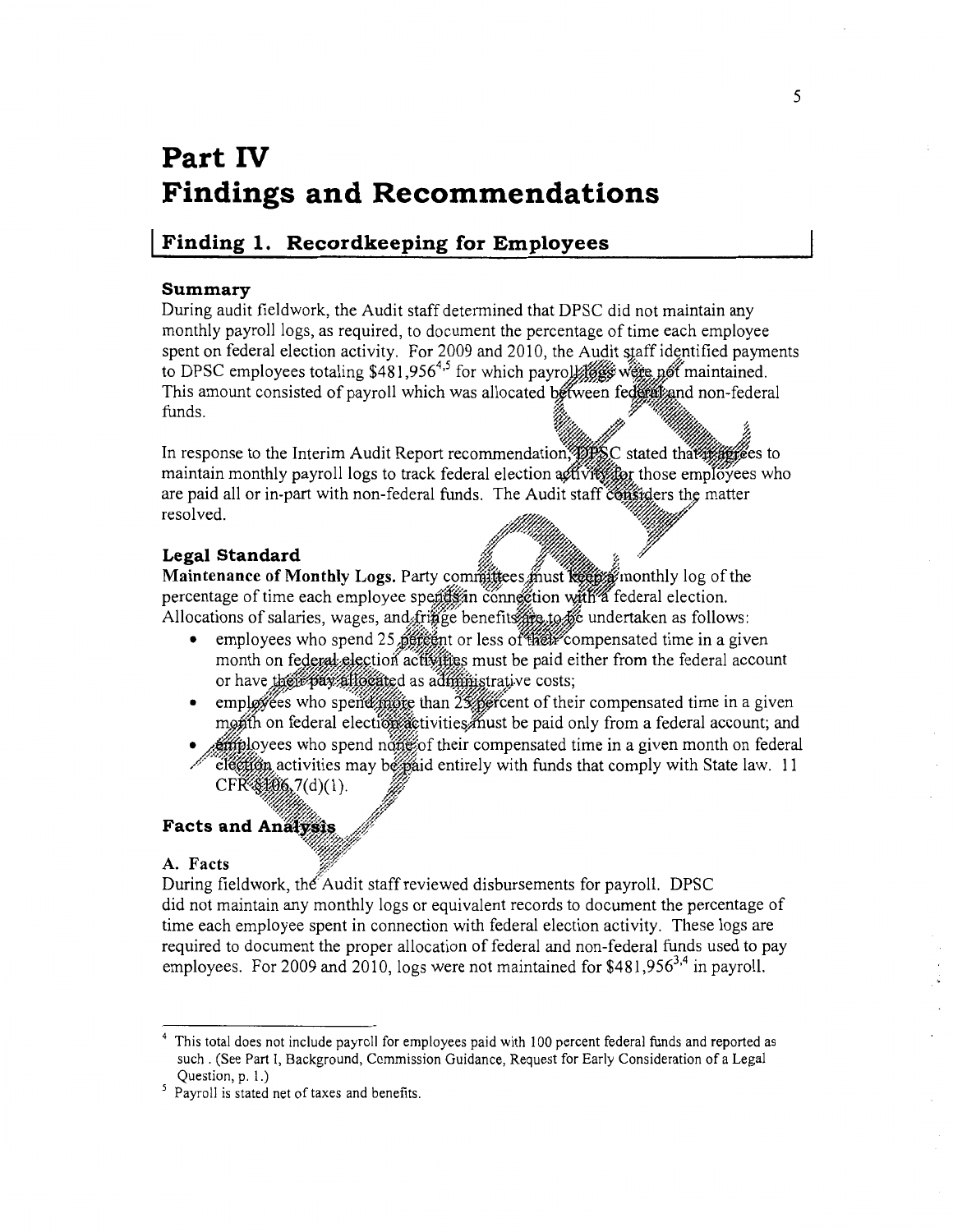# Part IV
# Findings and Recommendations

## Finding 1. Recordkeeping for Employees

### Summary

During audit fieldwork, the Audit staff determined that DPSC did not maintain any monthly payroll logs, as required, to document the percentage of time each employee spent on federal election activity. For 2009 and 2010, the Audit staff identified payments to DPSC employees totaling $481,956[4,5] for which payroll logs were not maintained. This amount consisted of payroll which was allocated between federal and non-federal funds.

In response to the Interim Audit Report recommendation, DPSC stated that it agrees to maintain monthly payroll logs to track federal election activity for those employees who are paid all or in-part with non-federal funds. The Audit staff considers the matter resolved.

### Legal Standard

**Maintenance of Monthly Logs.** Party committees must keep a monthly log of the percentage of time each employee spends in connection with a federal election. Allocations of salaries, wages, and fringe benefits are to be undertaken as follows:

- employees who spend 25 percent or less of their compensated time in a given month on federal election activities must be paid either from the federal account or have their pay allocated as administrative costs;
- employees who spend more than 25 percent of their compensated time in a given month on federal election activities must be paid only from a federal account; and
- employees who spend none of their compensated time in a given month on federal election activities may be paid entirely with funds that comply with State law. 11 CFR §106.7(d)(1).

### Facts and Analysis

#### A. Facts

During fieldwork, the Audit staff reviewed disbursements for payroll. DPSC did not maintain any monthly logs or equivalent records to document the percentage of time each employee spent in connection with federal election activity. These logs are required to document the proper allocation of federal and non-federal funds used to pay employees. For 2009 and 2010, logs were not maintained for $481,956[3,4] in payroll.

---

[4] This total does not include payroll for employees paid with 100 percent federal funds and reported as such . (See Part I, Background, Commission Guidance, Request for Early Consideration of a Legal Question, p. 1.)

[5] Payroll is stated net of taxes and benefits.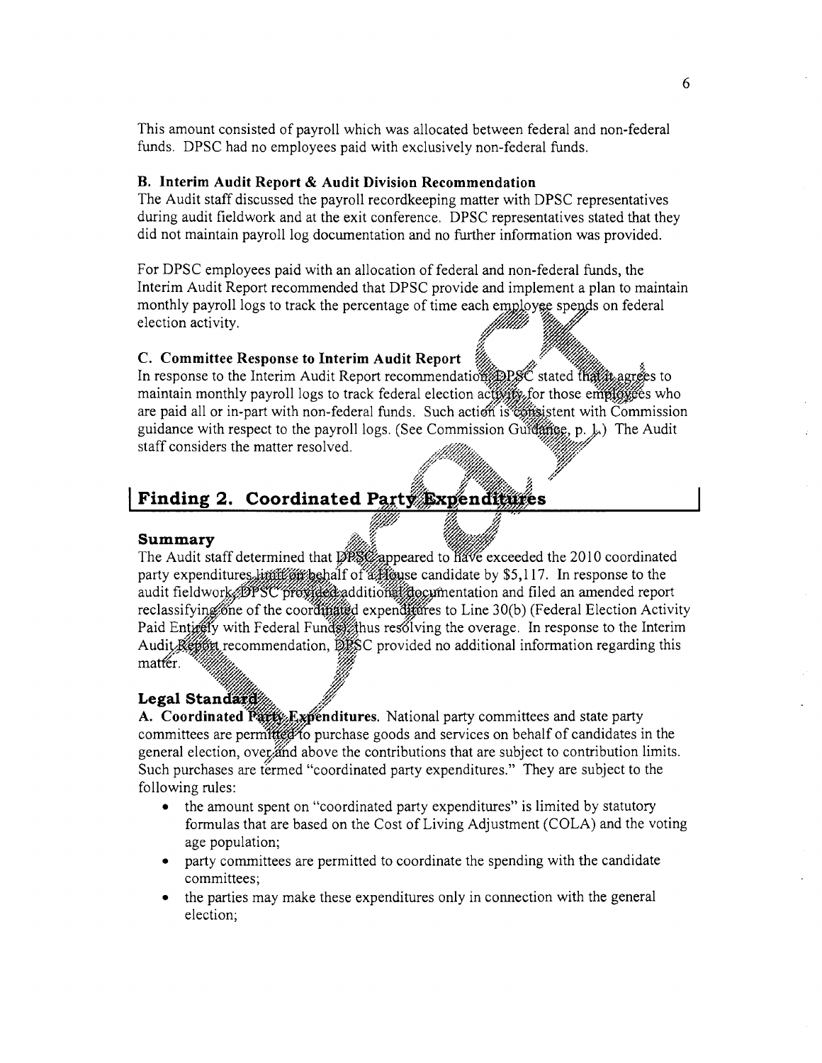This amount consisted of payroll which was allocated between federal and non-federal funds. DPSC had no employees paid with exclusively non-federal funds.

### B. Interim Audit Report & Audit Division Recommendation

The Audit staff discussed the payroll recordkeeping matter with DPSC representatives during audit fieldwork and at the exit conference. DPSC representatives stated that they did not maintain payroll log documentation and no further information was provided.

For DPSC employees paid with an allocation of federal and non-federal funds, the Interim Audit Report recommended that DPSC provide and implement a plan to maintain monthly payroll logs to track the percentage of time each employee spends on federal election activity.

### C. Committee Response to Interim Audit Report

In response to the Interim Audit Report recommendation, DPSC stated that it agrees to maintain monthly payroll logs to track federal election activity for those employees who are paid all or in-part with non-federal funds. Such action is consistent with Commission guidance with respect to the payroll logs. (See Commission Guidance, p. 1.) The Audit staff considers the matter resolved.

## Finding 2. Coordinated Party Expenditures

### Summary

The Audit staff determined that DPSC appeared to have exceeded the 2010 coordinated party expenditures limit on behalf of a House candidate by $5,117. In response to the audit fieldwork, DPSC provided additional documentation and filed an amended report reclassifying one of the coordinated expenditures to Line 30(b) (Federal Election Activity Paid Entirely with Federal Funds), thus resolving the overage. In response to the Interim Audit Report recommendation, DPSC provided no additional information regarding this matter.

### Legal Standard

**A. Coordinated Party Expenditures.** National party committees and state party committees are permitted to purchase goods and services on behalf of candidates in the general election, over and above the contributions that are subject to contribution limits. Such purchases are termed "coordinated party expenditures." They are subject to the following rules:

- the amount spent on "coordinated party expenditures" is limited by statutory formulas that are based on the Cost of Living Adjustment (COLA) and the voting age population;
- party committees are permitted to coordinate the spending with the candidate committees;
- the parties may make these expenditures only in connection with the general election;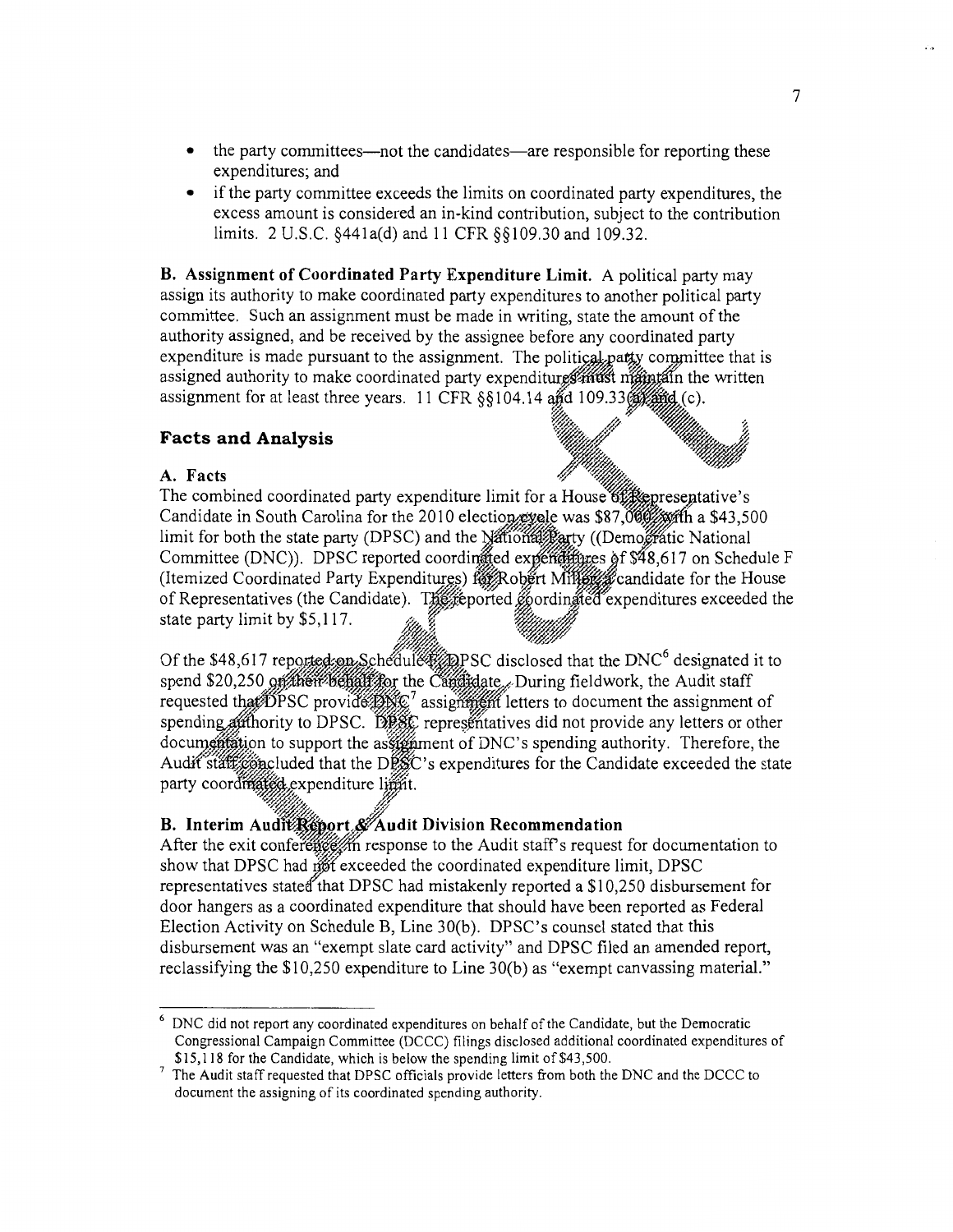- the party committees—not the candidates—are responsible for reporting these expenditures; and
- if the party committee exceeds the limits on coordinated party expenditures, the excess amount is considered an in-kind contribution, subject to the contribution limits. 2 U.S.C. §441a(d) and 11 CFR §§109.30 and 109.32.

**B. Assignment of Coordinated Party Expenditure Limit.** A political party may assign its authority to make coordinated party expenditures to another political party committee. Such an assignment must be made in writing, state the amount of the authority assigned, and be received by the assignee before any coordinated party expenditure is made pursuant to the assignment. The political party committee that is assigned authority to make coordinated party expenditures must maintain the written assignment for at least three years. 11 CFR §§104.14 and 109.33(a) and (c).

## Facts and Analysis

### A. Facts

The combined coordinated party expenditure limit for a House of Representative's Candidate in South Carolina for the 2010 election cycle was $87,000 with a $43,500 limit for both the state party (DPSC) and the National Party ((Democratic National Committee (DNC)). DPSC reported coordinated expenditures of $48,617 on Schedule F (Itemized Coordinated Party Expenditures) for Robert Miller, a candidate for the House of Representatives (the Candidate). The reported coordinated expenditures exceeded the state party limit by $5,117.

Of the $48,617 reported on Schedule F, DPSC disclosed that the DNC[6] designated it to spend $20,250 on their behalf for the Candidate. During fieldwork, the Audit staff requested that DPSC provide DNC[7] assignment letters to document the assignment of spending authority to DPSC. DPSC representatives did not provide any letters or other documentation to support the assignment of DNC's spending authority. Therefore, the Audit staff concluded that the DPSC's expenditures for the Candidate exceeded the state party coordinated expenditure limit.

### B. Interim Audit Report & Audit Division Recommendation

After the exit conference, in response to the Audit staff's request for documentation to show that DPSC had not exceeded the coordinated expenditure limit, DPSC representatives stated that DPSC had mistakenly reported a $10,250 disbursement for door hangers as a coordinated expenditure that should have been reported as Federal Election Activity on Schedule B, Line 30(b). DPSC's counsel stated that this disbursement was an "exempt slate card activity" and DPSC filed an amended report, reclassifying the $10,250 expenditure to Line 30(b) as "exempt canvassing material."

---

[6] DNC did not report any coordinated expenditures on behalf of the Candidate, but the Democratic Congressional Campaign Committee (DCCC) filings disclosed additional coordinated expenditures of $15,118 for the Candidate, which is below the spending limit of $43,500.

[7] The Audit staff requested that DPSC officials provide letters from both the DNC and the DCCC to document the assigning of its coordinated spending authority.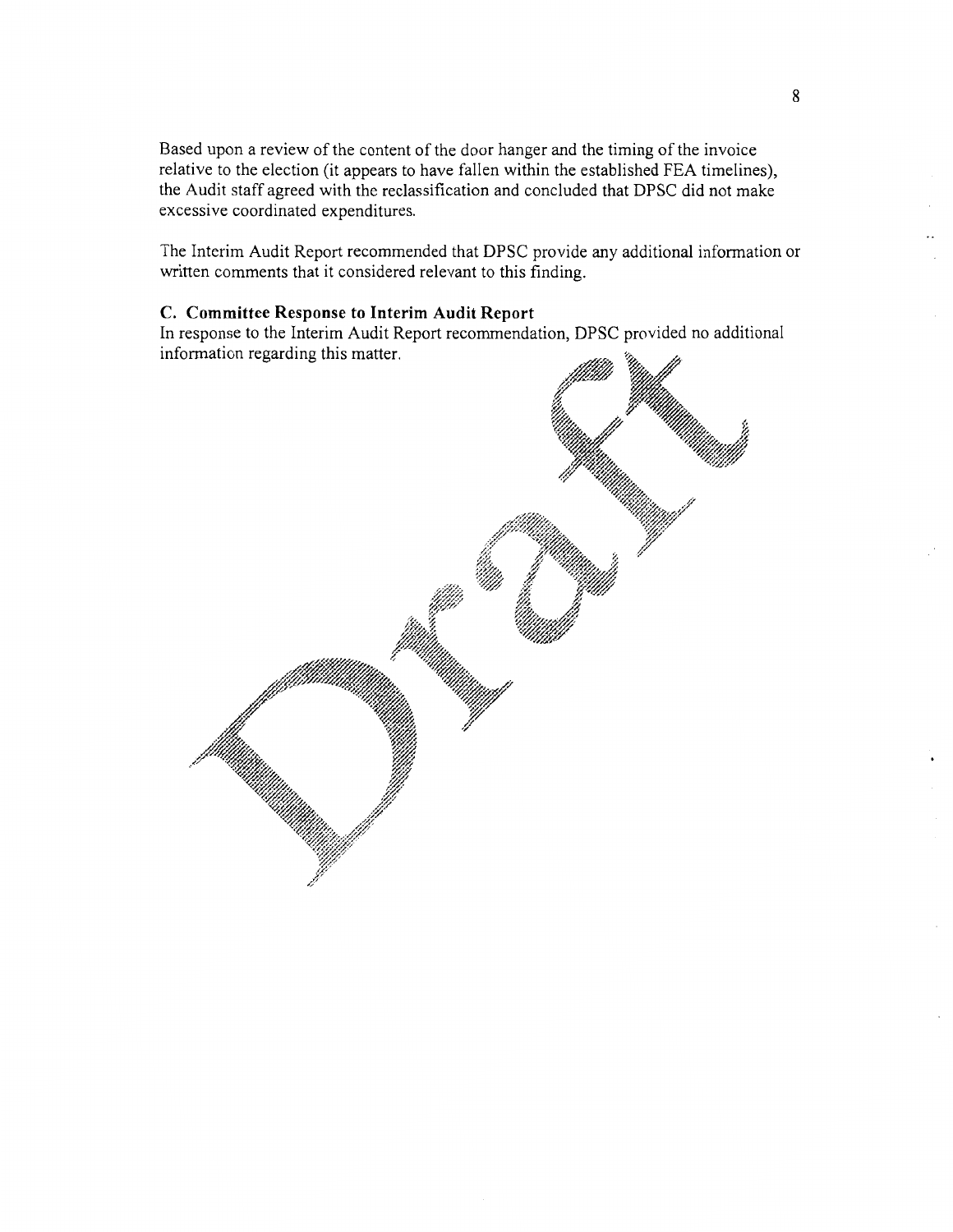Based upon a review of the content of the door hanger and the timing of the invoice relative to the election (it appears to have fallen within the established FEA timelines), the Audit staff agreed with the reclassification and concluded that DPSC did not make excessive coordinated expenditures.

The Interim Audit Report recommended that DPSC provide any additional information or written comments that it considered relevant to this finding.

### C. Committee Response to Interim Audit Report

In response to the Interim Audit Report recommendation, DPSC provided no additional information regarding this matter.